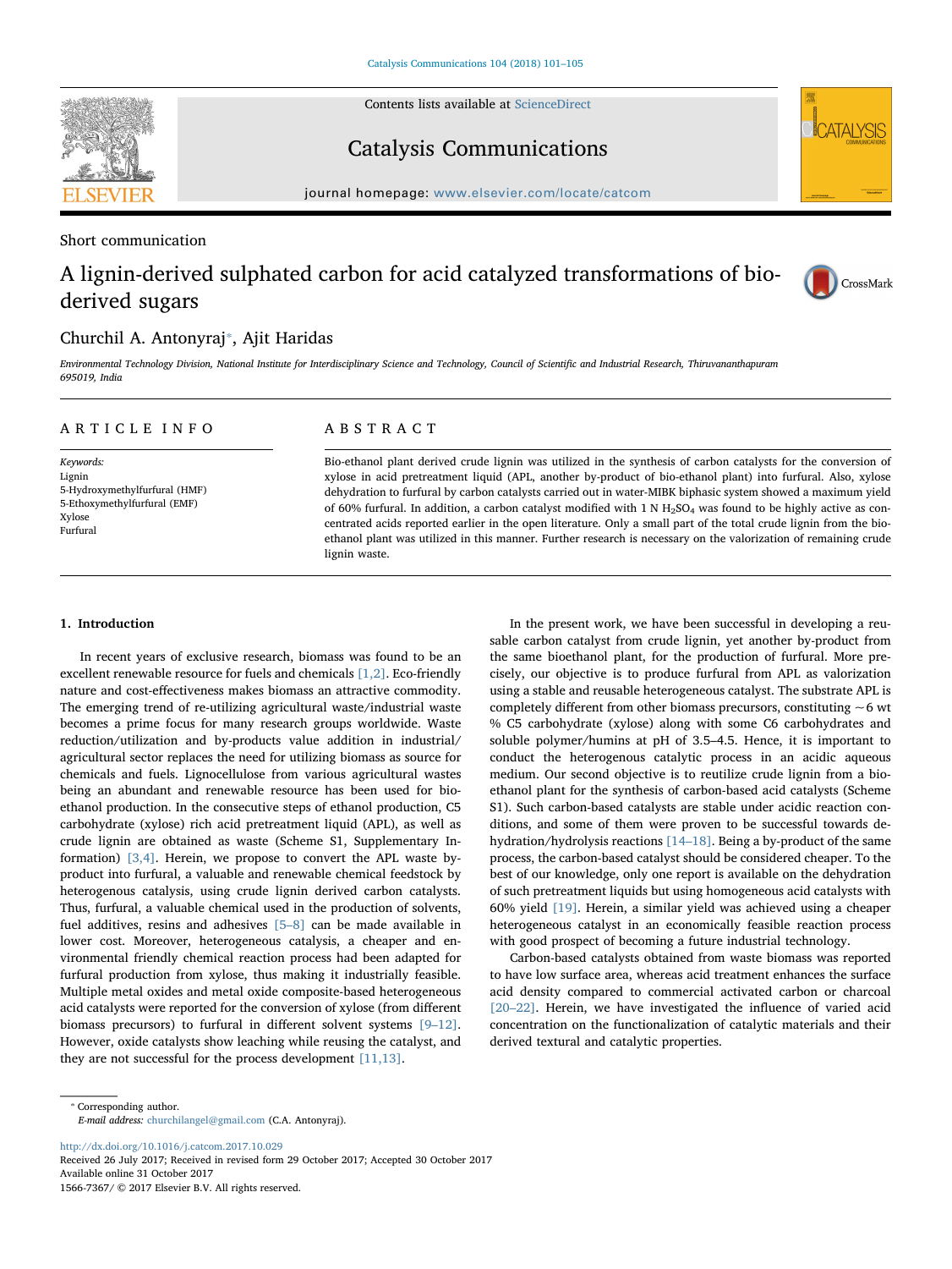Short communication

# A lignin-derived sulphated carbon for acid catalyzed transformations of bio-derived sugars

Churchil A. Antonyraj*, Ajit Haridas

*Environmental Technology Division, National Institute for Interdisciplinary Science and Technology, Council of Scientific and Industrial Research, Thiruvananthapuram 695019, India*

## ARTICLE INFO

*Keywords:*
Lignin
5-Hydroxymethylfurfural (HMF)
5-Ethoxymethylfurfural (EMF)
Xylose
Furfural

## ABSTRACT

Bio-ethanol plant derived crude lignin was utilized in the synthesis of carbon catalysts for the conversion of xylose in acid pretreatment liquid (APL, another by-product of bio-ethanol plant) into furfural. Also, xylose dehydration to furfural by carbon catalysts carried out in water-MIBK biphasic system showed a maximum yield of 60% furfural. In addition, a carbon catalyst modified with 1 N $H_2SO_4$ was found to be highly active as concentrated acids reported earlier in the open literature. Only a small part of the total crude lignin from the bio-ethanol plant was utilized in this manner. Further research is necessary on the valorization of remaining crude lignin waste.

## 1. Introduction

In recent years of exclusive research, biomass was found to be an excellent renewable resource for fuels and chemicals [1,2]. Eco-friendly nature and cost-effectiveness makes biomass an attractive commodity. The emerging trend of re-utilizing agricultural waste/industrial waste becomes a prime focus for many research groups worldwide. Waste reduction/utilization and by-products value addition in industrial/agricultural sector replaces the need for utilizing biomass as source for chemicals and fuels. Lignocellulose from various agricultural wastes being an abundant and renewable resource has been used for bio-ethanol production. In the consecutive steps of ethanol production, C5 carbohydrate (xylose) rich acid pretreatment liquid (APL), as well as crude lignin are obtained as waste (Scheme S1, Supplementary Information) [3,4]. Herein, we propose to convert the APL waste by-product into furfural, a valuable and renewable chemical feedstock by heterogenous catalysis, using crude lignin derived carbon catalysts. Thus, furfural, a valuable chemical used in the production of solvents, fuel additives, resins and adhesives [5–8] can be made available in lower cost. Moreover, heterogeneous catalysis, a cheaper and environmental friendly chemical reaction process had been adapted for furfural production from xylose, thus making it industrially feasible. Multiple metal oxides and metal oxide composite-based heterogeneous acid catalysts were reported for the conversion of xylose (from different biomass precursors) to furfural in different solvent systems [9–12]. However, oxide catalysts show leaching while reusing the catalyst, and they are not successful for the process development [11,13].

In the present work, we have been successful in developing a reusable carbon catalyst from crude lignin, yet another by-product from the same bioethanol plant, for the production of furfural. More precisely, our objective is to produce furfural from APL as valorization using a stable and reusable heterogeneous catalyst. The substrate APL is completely different from other biomass precursors, constituting ~6 wt % C5 carbohydrate (xylose) along with some C6 carbohydrates and soluble polymer/humins at pH of 3.5–4.5. Hence, it is important to conduct the heterogenous catalytic process in an acidic aqueous medium. Our second objective is to reutilize crude lignin from a bio-ethanol plant for the synthesis of carbon-based acid catalysts (Scheme S1). Such carbon-based catalysts are stable under acidic reaction conditions, and some of them were proven to be successful towards dehydration/hydrolysis reactions [14–18]. Being a by-product of the same process, the carbon-based catalyst should be considered cheaper. To the best of our knowledge, only one report is available on the dehydration of such pretreatment liquids but using homogeneous acid catalysts with 60% yield [19]. Herein, a similar yield was achieved using a cheaper heterogeneous catalyst in an economically feasible reaction process with good prospect of becoming a future industrial technology.

Carbon-based catalysts obtained from waste biomass was reported to have low surface area, whereas acid treatment enhances the surface acid density compared to commercial activated carbon or charcoal [20–22]. Herein, we have investigated the influence of varied acid concentration on the functionalization of catalytic materials and their derived textural and catalytic properties.

---

* Corresponding author.
*E-mail address:* churchilangel@gmail.com (C.A. Antonyraj).

http://dx.doi.org/10.1016/j.catcom.2017.10.029
Received 26 July 2017; Received in revised form 29 October 2017; Accepted 30 October 2017
Available online 31 October 2017
1566-7367/ © 2017 Elsevier B.V. All rights reserved.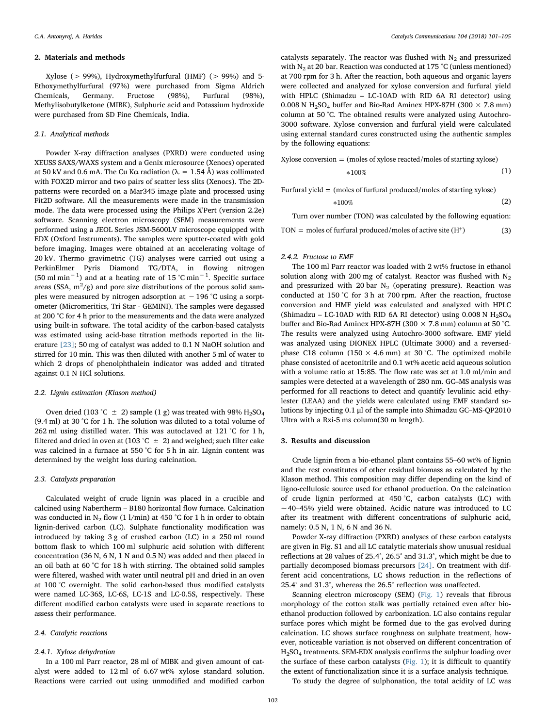## 2. Materials and methods

Xylose (> 99%), Hydroxymethylfurfural (HMF) (> 99%) and 5-Ethoxymethylfurfural (97%) were purchased from Sigma Aldrich Chemicals, Germany. Fructose (98%), Furfural (98%), Methylisobutylketone (MIBK), Sulphuric acid and Potassium hydroxide were purchased from SD Fine Chemicals, India.

### 2.1. Analytical methods

Powder X-ray diffraction analyses (PXRD) were conducted using XEUSS SAXS/WAXS system and a Genix microsource (Xenocs) operated at 50 kV and 0.6 mA. The Cu Kα radiation (λ = 1.54 Å) was collimated with FOX2D mirror and two pairs of scatter less slits (Xenocs). The 2D-patterns were recorded on a Mar345 image plate and processed using Fit2D software. All the measurements were made in the transmission mode. The data were processed using the Philips X'Pert (version 2.2e) software. Scanning electron microscopy (SEM) measurements were performed using a JEOL Series JSM-5600LV microscope equipped with EDX (Oxford Instruments). The samples were sputter-coated with gold before imaging. Images were obtained at an accelerating voltage of 20 kV. Thermo gravimetric (TG) analyses were carried out using a PerkinElmer Pyris Diamond TG/DTA, in flowing nitrogen ($50\ ml\ min^{-1}$) and at a heating rate of $15\ ^{\circ}C\ min^{-1}$. Specific surface areas (SSA, $m^2/g$) and pore size distributions of the porous solid samples were measured by nitrogen adsorption at − 196 °C using a sorptometer (Micromeritics, Tri Star - GEMINI). The samples were degassed at 200 °C for 4 h prior to the measurements and the data were analyzed using built-in software. The total acidity of the carbon-based catalysts was estimated using acid-base titration methods reported in the literature [23]; 50 mg of catalyst was added to 0.1 N NaOH solution and stirred for 10 min. This was then diluted with another 5 ml of water to which 2 drops of phenolphthalein indicator was added and titrated against 0.1 N HCl solutions.

### 2.2. Lignin estimation (Klason method)

Oven dried (103 °C ± 2) sample (1 g) was treated with 98% $H_2SO_4$ (9.4 ml) at 30 °C for 1 h. The solution was diluted to a total volume of 262 ml using distilled water. This was autoclaved at 121 °C for 1 h, filtered and dried in oven at (103 °C ± 2) and weighed; such filter cake was calcined in a furnace at 550 °C for 5 h in air. Lignin content was determined by the weight loss during calcination.

### 2.3. Catalysts preparation

Calculated weight of crude lignin was placed in a crucible and calcined using Nabertherm – B180 horizontal flow furnace. Calcination was conducted in $N_2$ flow (1 l/min) at 450 °C for 1 h in order to obtain lignin-derived carbon (LC). Sulphate functionality modification was introduced by taking 3 g of crushed carbon (LC) in a 250 ml round bottom flask to which 100 ml sulphuric acid solution with different concentration (36 N, 6 N, 1 N and 0.5 N) was added and then placed in an oil bath at 60 °C for 18 h with stirring. The obtained solid samples were filtered, washed with water until neutral pH and dried in an oven at 100 °C overnight. The solid carbon-based thus modified catalysts were named LC-36S, LC-6S, LC-1S and LC-0.5S, respectively. These different modified carbon catalysts were used in separate reactions to assess their performance.

### 2.4. Catalytic reactions

#### 2.4.1. Xylose dehydration

In a 100 ml Parr reactor, 28 ml of MIBK and given amount of catalyst were added to 12 ml of 6.67 wt% xylose standard solution. Reactions were carried out using unmodified and modified carbon catalysts separately. The reactor was flushed with $N_2$ and pressurized with $N_2$ at 20 bar. Reaction was conducted at 175 °C (unless mentioned) at 700 rpm for 3 h. After the reaction, both aqueous and organic layers were collected and analyzed for xylose conversion and furfural yield with HPLC (Shimadzu – LC-10AD with RID 6A RI detector) using 0.008 N $H_2SO_4$ buffer and Bio-Rad Aminex HPX-87H (300 × 7.8 mm) column at 50 °C. The obtained results were analyzed using Autochro-3000 software. Xylose conversion and furfural yield were calculated using external standard cures constructed using the authentic samples by the following equations:

$$\text{Xylose conversion} = (\text{moles of xylose reacted}/\text{moles of starting xylose}) * 100\% \tag{1}$$

$$\text{Furfural yield} = (\text{moles of furfural produced}/\text{moles of starting xylose}) * 100\% \tag{2}$$

Turn over number (TON) was calculated by the following equation:

$$\text{TON} = \text{moles of furfural produced}/\text{moles of active site } (H^+) \tag{3}$$

#### 2.4.2. Fructose to EMF

The 100 ml Parr reactor was loaded with 2 wt% fructose in ethanol solution along with 200 mg of catalyst. Reactor was flushed with $N_2$ and pressurized with 20 bar $N_2$ (operating pressure). Reaction was conducted at 150 °C for 3 h at 700 rpm. After the reaction, fructose conversion and HMF yield was calculated and analyzed with HPLC (Shimadzu – LC-10AD with RID 6A RI detector) using 0.008 N $H_2SO_4$ buffer and Bio-Rad Aminex HPX-87H (300 × 7.8 mm) column at 50 °C. The results were analyzed using Autochro-3000 software. EMF yield was analyzed using DIONEX HPLC (Ultimate 3000) and a reversed-phase C18 column (150 × 4.6 mm) at 30 °C. The optimized mobile phase consisted of acetonitrile and 0.1 wt% acetic acid aqueous solution with a volume ratio at 15:85. The flow rate was set at 1.0 ml/min and samples were detected at a wavelength of 280 nm. GC–MS analysis was performed for all reactions to detect and quantify levulinic acid ethylester (LEAA) and the yields were calculated using EMF standard solutions by injecting 0.1 μl of the sample into Shimadzu GC–MS-QP2010 Ultra with a Rxi-5 ms column(30 m length).

## 3. Results and discussion

Crude lignin from a bio-ethanol plant contains 55–60 wt% of lignin and the rest constitutes of other residual biomass as calculated by the Klason method. This composition may differ depending on the kind of ligno-cellulosic source used for ethanol production. On the calcination of crude lignin performed at 450 °C, carbon catalysts (LC) with ~40–45% yield were obtained. Acidic nature was introduced to LC after its treatment with different concentrations of sulphuric acid, namely: 0.5 N, 1 N, 6 N and 36 N.

Powder X-ray diffraction (PXRD) analyses of these carbon catalysts are given in Fig. S1 and all LC catalytic materials show unusual residual reflections at 2θ values of 25.4°, 26.5° and 31.3°, which might be due to partially decomposed biomass precursors [24]. On treatment with different acid concentrations, LC shows reduction in the reflections of 25.4° and 31.3°, whereas the 26.5° reflection was unaffected.

Scanning electron microscopy (SEM) (Fig. 1) reveals that fibrous morphology of the cotton stalk was partially retained even after bio-ethanol production followed by carbonization. LC also contains regular surface pores which might be formed due to the gas evolved during calcination. LC shows surface roughness on sulphate treatment, however, noticeable variation is not observed on different concentration of $H_2SO_4$ treatments. SEM-EDX analysis confirms the sulphur loading over the surface of these carbon catalysts (Fig. 1); it is difficult to quantify the extent of functionalization since it is a surface analysis technique.

To study the degree of sulphonation, the total acidity of LC was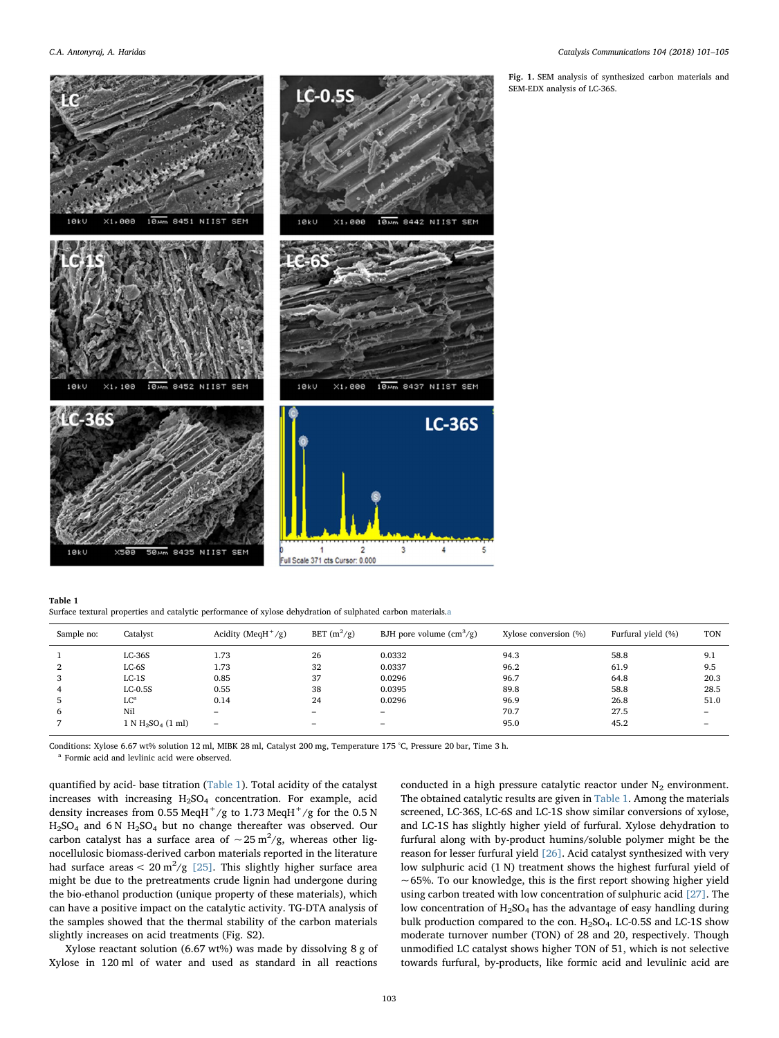**Fig. 1.** SEM analysis of synthesized carbon materials and SEM-EDX analysis of LC-36S.

**Table 1**
Surface textural properties and catalytic performance of xylose dehydration of sulphated carbon materials.[a]

| Sample no: | Catalyst | Acidity (MeqH$^+$/g) | BET (m$^2$/g) | BJH pore volume (cm$^3$/g) | Xylose conversion (%) | Furfural yield (%) | TON |
|---|---|---|---|---|---|---|---|
| 1 | LC-36S | 1.73 | 26 | 0.0332 | 94.3 | 58.8 | 9.1 |
| 2 | LC-6S | 1.73 | 32 | 0.0337 | 96.2 | 61.9 | 9.5 |
| 3 | LC-1S | 0.85 | 37 | 0.0296 | 96.7 | 64.8 | 20.3 |
| 4 | LC-0.5S | 0.55 | 38 | 0.0395 | 89.8 | 58.8 | 28.5 |
| 5 | LC[a] | 0.14 | 24 | 0.0296 | 96.9 | 26.8 | 51.0 |
| 6 | Nil | – | – | – | 70.7 | 27.5 | – |
| 7 | 1 N $H_2SO_4$ (1 ml) | – | – | – | 95.0 | 45.2 | – |

Conditions: Xylose 6.67 wt% solution 12 ml, MIBK 28 ml, Catalyst 200 mg, Temperature 175 °C, Pressure 20 bar, Time 3 h.
[a] Formic acid and levlinic acid were observed.

quantified by acid- base titration (Table 1). Total acidity of the catalyst increases with increasing $H_2SO_4$ concentration. For example, acid density increases from 0.55 MeqH$^+$/g to 1.73 MeqH$^+$/g for the 0.5 N $H_2SO_4$ and 6 N $H_2SO_4$ but no change thereafter was observed. Our carbon catalyst has a surface area of ~25 m$^2$/g, whereas other lignocellulosic biomass-derived carbon materials reported in the literature had surface areas < 20 m$^2$/g [25]. This slightly higher surface area might be due to the pretreatments crude lignin had undergone during the bio-ethanol production (unique property of these materials), which can have a positive impact on the catalytic activity. TG-DTA analysis of the samples showed that the thermal stability of the carbon materials slightly increases on acid treatments (Fig. S2).

Xylose reactant solution (6.67 wt%) was made by dissolving 8 g of Xylose in 120 ml of water and used as standard in all reactions conducted in a high pressure catalytic reactor under $N_2$ environment. The obtained catalytic results are given in Table 1. Among the materials screened, LC-36S, LC-6S and LC-1S show similar conversions of xylose, and LC-1S has slightly higher yield of furfural. Xylose dehydration to furfural along with by-product humins/soluble polymer might be the reason for lesser furfural yield [26]. Acid catalyst synthesized with very low sulphuric acid (1 N) treatment shows the highest furfural yield of ~65%. To our knowledge, this is the first report showing higher yield using carbon treated with low concentration of sulphuric acid [27]. The low concentration of $H_2SO_4$ has the advantage of easy handling during bulk production compared to the con. $H_2SO_4$. LC-0.5S and LC-1S show moderate turnover number (TON) of 28 and 20, respectively. Though unmodified LC catalyst shows higher TON of 51, which is not selective towards furfural, by-products, like formic acid and levulinic acid are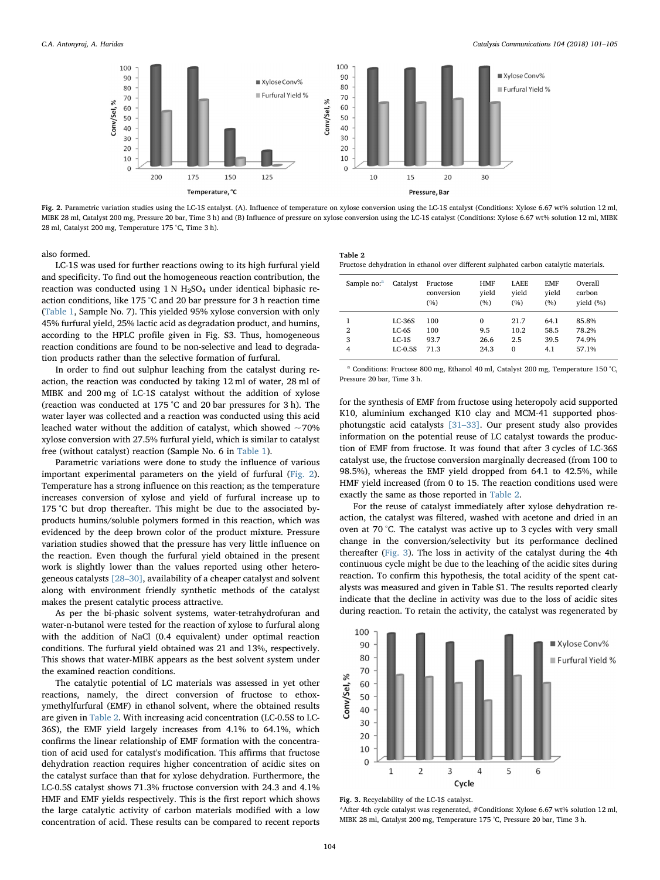Fig. 2. Parametric variation studies using the LC-1S catalyst. (A). Influence of temperature on xylose conversion using the LC-1S catalyst (Conditions: Xylose 6.67 wt% solution 12 ml, MIBK 28 ml, Catalyst 200 mg, Pressure 20 bar, Time 3 h) and (B) Influence of pressure on xylose conversion using the LC-1S catalyst (Conditions: Xylose 6.67 wt% solution 12 ml, MIBK 28 ml, Catalyst 200 mg, Temperature 175 °C, Time 3 h).

also formed.

LC-1S was used for further reactions owing to its high furfural yield and specificity. To find out the homogeneous reaction contribution, the reaction was conducted using 1 N $H_2SO_4$ under identical biphasic reaction conditions, like 175 °C and 20 bar pressure for 3 h reaction time (Table 1, Sample No. 7). This yielded 95% xylose conversion with only 45% furfural yield, 25% lactic acid as degradation product, and humins, according to the HPLC profile given in Fig. S3. Thus, homogeneous reaction conditions are found to be non-selective and lead to degradation products rather than the selective formation of furfural.

In order to find out sulphur leaching from the catalyst during reaction, the reaction was conducted by taking 12 ml of water, 28 ml of MIBK and 200 mg of LC-1S catalyst without the addition of xylose (reaction was conducted at 175 °C and 20 bar pressures for 3 h). The water layer was collected and a reaction was conducted using this acid leached water without the addition of catalyst, which showed ~70% xylose conversion with 27.5% furfural yield, which is similar to catalyst free (without catalyst) reaction (Sample No. 6 in Table 1).

Parametric variations were done to study the influence of various important experimental parameters on the yield of furfural (Fig. 2). Temperature has a strong influence on this reaction; as the temperature increases conversion of xylose and yield of furfural increase up to 175 °C but drop thereafter. This might be due to the associated by-products humins/soluble polymers formed in this reaction, which was evidenced by the deep brown color of the product mixture. Pressure variation studies showed that the pressure has very little influence on the reaction. Even though the furfural yield obtained in the present work is slightly lower than the values reported using other heterogeneous catalysts [28–30], availability of a cheaper catalyst and solvent along with environment friendly synthetic methods of the catalyst makes the present catalytic process attractive.

As per the bi-phasic solvent systems, water-tetrahydrofuran and water-n-butanol were tested for the reaction of xylose to furfural along with the addition of NaCl (0.4 equivalent) under optimal reaction conditions. The furfural yield obtained was 21 and 13%, respectively. This shows that water-MIBK appears as the best solvent system under the examined reaction conditions.

The catalytic potential of LC materials was assessed in yet other reactions, namely, the direct conversion of fructose to ethoxymethylfurfural (EMF) in ethanol solvent, where the obtained results are given in Table 2. With increasing acid concentration (LC-0.5S to LC-36S), the EMF yield largely increases from 4.1% to 64.1%, which confirms the linear relationship of EMF formation with the concentration of acid used for catalyst's modification. This affirms that fructose dehydration reaction requires higher concentration of acidic sites on the catalyst surface than that for xylose dehydration. Furthermore, the LC-0.5S catalyst shows 71.3% fructose conversion with 24.3 and 4.1% HMF and EMF yields respectively. This is the first report which shows the large catalytic activity of carbon materials modified with a low concentration of acid. These results can be compared to recent reports for the synthesis of EMF from fructose using heteropoly acid supported K10, aluminium exchanged K10 clay and MCM-41 supported phosphotungstic acid catalysts [31–33]. Our present study also provides information on the potential reuse of LC catalyst towards the production of EMF from fructose. It was found that after 3 cycles of LC-36S catalyst use, the fructose conversion marginally decreased (from 100 to 98.5%), whereas the EMF yield dropped from 64.1 to 42.5%, while HMF yield increased (from 0 to 15. The reaction conditions used were exactly the same as those reported in Table 2.

**Table 2**
Fructose dehydration in ethanol over different sulphated carbon catalytic materials.

| Sample no:[a] | Catalyst | Fructose conversion (%) | HMF yield (%) | LAEE yield (%) | EMF yield (%) | Overall carbon yield (%) |
|---|---|---|---|---|---|---|
| 1 | LC-36S | 100 | 0 | 21.7 | 64.1 | 85.8% |
| 2 | LC-6S | 100 | 9.5 | 10.2 | 58.5 | 78.2% |
| 3 | LC-1S | 93.7 | 26.6 | 2.5 | 39.5 | 74.9% |
| 4 | LC-0.5S | 71.3 | 24.3 | 0 | 4.1 | 57.1% |

[a] Conditions: Fructose 800 mg, Ethanol 40 ml, Catalyst 200 mg, Temperature 150 °C, Pressure 20 bar, Time 3 h.

For the reuse of catalyst immediately after xylose dehydration reaction, the catalyst was filtered, washed with acetone and dried in an oven at 70 °C. The catalyst was active up to 3 cycles with very small change in the conversion/selectivity but its performance declined thereafter (Fig. 3). The loss in activity of the catalyst during the 4th continuous cycle might be due to the leaching of the acidic sites during reaction. To confirm this hypothesis, the total acidity of the spent catalysts was measured and given in Table S1. The results reported clearly indicate that the decline in activity was due to the loss of acidic sites during reaction. To retain the activity, the catalyst was regenerated by

Fig. 3. Recyclability of the LC-1S catalyst.
*After 4th cycle catalyst was regenerated, #Conditions: Xylose 6.67 wt% solution 12 ml, MIBK 28 ml, Catalyst 200 mg, Temperature 175 °C, Pressure 20 bar, Time 3 h.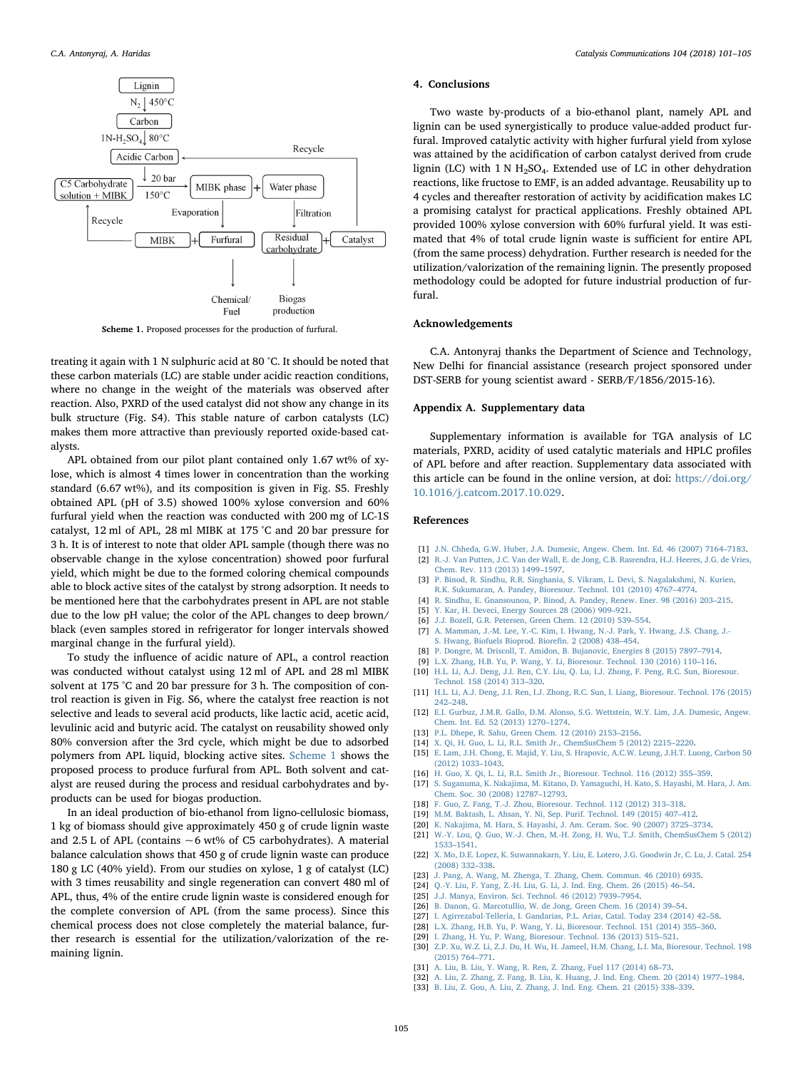Lignin

$N_2$ 450°C

Carbon

1N-$H_2SO_4$ 80°C

Acidic Carbon

Recycle

C5 Carbohydrate solution + MIBK

20 bar

150°C

MIBK phase + Water phase

Evaporation

Filtration

Recycle

MIBK + Furfural

Residual carbohydrate + Catalyst

Chemical/ Fuel

Biogas production

Scheme 1. Proposed processes for the production of furfural.

treating it again with 1 N sulphuric acid at 80 °C. It should be noted that these carbon materials (LC) are stable under acidic reaction conditions, where no change in the weight of the materials was observed after reaction. Also, PXRD of the used catalyst did not show any change in its bulk structure (Fig. S4). This stable nature of carbon catalysts (LC) makes them more attractive than previously reported oxide-based catalysts.

APL obtained from our pilot plant contained only 1.67 wt% of xylose, which is almost 4 times lower in concentration than the working standard (6.67 wt%), and its composition is given in Fig. S5. Freshly obtained APL (pH of 3.5) showed 100% xylose conversion and 60% furfural yield when the reaction was conducted with 200 mg of LC-1S catalyst, 12 ml of APL, 28 ml MIBK at 175 °C and 20 bar pressure for 3 h. It is of interest to note that older APL sample (though there was no observable change in the xylose concentration) showed poor furfural yield, which might be due to the formed coloring chemical compounds able to block active sites of the catalyst by strong adsorption. It needs to be mentioned here that the carbohydrates present in APL are not stable due to the low pH value; the color of the APL changes to deep brown/black (even samples stored in refrigerator for longer intervals showed marginal change in the furfural yield).

To study the influence of acidic nature of APL, a control reaction was conducted without catalyst using 12 ml of APL and 28 ml MIBK solvent at 175 °C and 20 bar pressure for 3 h. The composition of control reaction is given in Fig. S6, where the catalyst free reaction is not selective and leads to several acid products, like lactic acid, acetic acid, levulinic acid and butyric acid. The catalyst on reusability showed only 80% conversion after the 3rd cycle, which might be due to adsorbed polymers from APL liquid, blocking active sites. Scheme 1 shows the proposed process to produce furfural from APL. Both solvent and catalyst are reused during the process and residual carbohydrates and by-products can be used for biogas production.

In an ideal production of bio-ethanol from ligno-cellulosic biomass, 1 kg of biomass should give approximately 450 g of crude lignin waste and 2.5 L of APL (contains ~6 wt% of C5 carbohydrates). A material balance calculation shows that 450 g of crude lignin waste can produce 180 g LC (40% yield). From our studies on xylose, 1 g of catalyst (LC) with 3 times reusability and single regeneration can convert 480 ml of APL, thus, 4% of the entire crude lignin waste is considered enough for the complete conversion of APL (from the same process). Since this chemical process does not close completely the material balance, further research is essential for the utilization/valorization of the remaining lignin.

## 4. Conclusions

Two waste by-products of a bio-ethanol plant, namely APL and lignin can be used synergistically to produce value-added product furfural. Improved catalytic activity with higher furfural yield from xylose was attained by the acidification of carbon catalyst derived from crude lignin (LC) with 1 N $H_2SO_4$. Extended use of LC in other dehydration reactions, like fructose to EMF, is an added advantage. Reusability up to 4 cycles and thereafter restoration of activity by acidification makes LC a promising catalyst for practical applications. Freshly obtained APL provided 100% xylose conversion with 60% furfural yield. It was estimated that 4% of total crude lignin waste is sufficient for entire APL (from the same process) dehydration. Further research is needed for the utilization/valorization of the remaining lignin. The presently proposed methodology could be adopted for future industrial production of furfural.

## Acknowledgements

C.A. Antonyraj thanks the Department of Science and Technology, New Delhi for financial assistance (research project sponsored under DST-SERB for young scientist award - SERB/F/1856/2015-16).

## Appendix A. Supplementary data

Supplementary information is available for TGA analysis of LC materials, PXRD, acidity of used catalytic materials and HPLC profiles of APL before and after reaction. Supplementary data associated with this article can be found in the online version, at doi: https://doi.org/10.1016/j.catcom.2017.10.029.

## References

[1] J.N. Chheda, G.W. Huber, J.A. Dumesic, Angew. Chem. Int. Ed. 46 (2007) 7164–7183.
[2] R.-J. Van Putten, J.C. Van der Wall, E. de Jong, C.B. Rasrendra, H.J. Heeres, J.G. de Vries, Chem. Rev. 113 (2013) 1499–1597.
[3] P. Binod, R. Sindhu, R.R. Singhania, S. Vikram, L. Devi, S. Nagalakshmi, N. Kurien, R.K. Sukumaran, A. Pandey, Bioresour. Technol. 101 (2010) 4767–4774.
[4] R. Sindhu, E. Gnansounou, P. Binod, A. Pandey, Renew. Ener. 98 (2016) 203–215.
[5] Y. Kar, H. Deveci, Energy Sources 28 (2006) 909–921.
[6] J.J. Bozell, G.R. Petersen, Green Chem. 12 (2010) 539–554.
[7] A. Mamman, J.-M. Lee, Y.-C. Kim, I. Hwang, N.-J. Park, Y. Hwang, J.S. Chang, J.-S. Hwang, Biofuels Bioprod. Biorefin. 2 (2008) 438–454.
[8] P. Dongre, M. Driscoll, T. Amidon, B. Bujanovic, Energies 8 (2015) 7897–7914.
[9] L.X. Zhang, H.B. Yu, P. Wang, Y. Li, Bioresour. Technol. 130 (2016) 110–116.
[10] H.L. Li, A.J. Deng, J.L. Ren, C.Y. Liu, Q. Lu, L.J. Zhong, F. Peng, R.C. Sun, Bioresour. Technol. 158 (2014) 313–320.
[11] H.L. Li, A.J. Deng, J.L. Ren, L.J. Zhong, R.C. Sun, L. Liang, Bioresour. Technol. 176 (2015) 242–248.
[12] E.I. Gurbuz, J.M.R. Gallo, D.M. Alonso, S.G. Wettstein, W.Y. Lim, J.A. Dumesic, Angew. Chem. Int. Ed. 52 (2013) 1270–1274.
[13] P.L. Dhepe, R. Sahu, Green Chem. 12 (2010) 2153–2156.
[14] X. Qi, H. Guo, L. Li, R.L. Smith Jr, ChemSusChem 5 (2012) 2215–2220.
[15] E. Lam, J.H. Chong, E. Majid, Y. Liu, S. Hrapovic, A.C.W. Leung, J.H.T. Luong, Carbon 50 (2012) 1033–1043.
[16] H. Guo, X. Qi, L. Li, R.L. Smith Jr., Bioresour. Technol. 116 (2012) 355–359.
[17] S. Suganuma, K. Nakajima, M. Kitano, D. Yamaguchi, H. Kato, S. Hayashi, M. Hara, J. Am. Chem. Soc. 30 (2008) 12787–12793.
[18] F. Guo, Z. Fang, T.-J. Zhou, Bioresour. Technol. 112 (2012) 313–318.
[19] M.M. Baktash, L. Ahsan, Y. Ni, Sep. Purif. Technol. 149 (2015) 407–412.
[20] K. Nakajima, M. Hara, S. Hayashi, J. Am. Ceram. Soc. 90 (2007) 3725–3734.
[21] W.-Y. Lou, Q. Guo, W.-J. Chen, M.-H. Zong, H. Wu, T.J. Smith, ChemSusChem 5 (2012) 1533–1541.
[22] X. Mo, D.E. Lopez, K. Suwannakarn, Y. Liu, E. Lotero, J.G. Goodwin Jr, C. Lu, J. Catal. 254 (2008) 332–338.
[23] J. Pang, A. Wang, M. Zhenga, T. Zhang, Chem. Commun. 46 (2010) 6935.
[24] Q.-Y. Liu, F. Yang, Z.-H. Liu, G. Li, J. Ind. Eng. Chem. 26 (2015) 46–54.
[25] J.J. Manya, Environ. Sci. Technol. 46 (2012) 7939–7954.
[26] B. Danon, G. Marcotullio, W. de Jong, Green Chem. 16 (2014) 39–54.
[27] I. Agirrezabal-Telleria, I. Gandarias, P.L. Arias, Catal. Today 234 (2014) 42–58.
[28] L.X. Zhang, H.B. Yu, P. Wang, Y. Li, Bioresour. Technol. 151 (2014) 355–360.
[29] I. Zhang, H. Yu, P. Wang, Bioresour. Technol. 136 (2013) 515–521.
[30] Z.P. Xu, W.Z. Li, Z.J. Du, H. Wu, H. Jameel, H.M. Chang, L.I. Ma, Bioresour. Technol. 198 (2015) 764–771.
[31] A. Liu, B. Liu, Y. Wang, R. Ren, Z. Zhang, Fuel 117 (2014) 68–73.
[32] A. Liu, Z. Zhang, Z. Fang, B. Liu, K. Huang, J. Ind. Eng. Chem. 20 (2014) 1977–1984.
[33] B. Liu, Z. Gou, A. Liu, Z. Zhang, J. Ind. Eng. Chem. 21 (2015) 338–339.